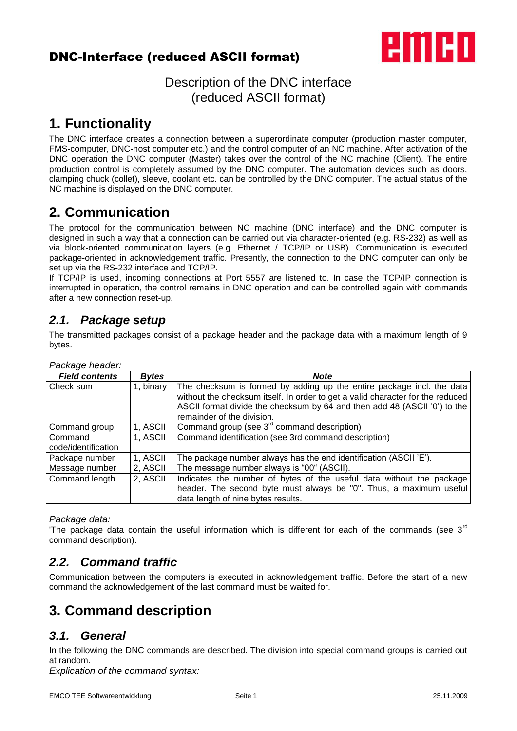# Description of the DNC interface (reduced ASCII format)

# 1. Functionality

The DNC interface creates a connection between a superordinate computer (production master computer, FMS-computer, DNC-host computer etc.) and the control computer of an NC machine. After activation of the DNC operation the DNC computer (Master) takes over the control of the NC machine (Client). The entire production control is completely assumed by the DNC computer. The automation devices such as doors, clamping chuck (collet), sleeve, coolant etc. can be controlled by the DNC computer. The actual status of the NC machine is displayed on the DNC computer.

# 2. Communication

The protocol for the communication between NC machine (DNC interface) and the DNC computer is designed in such a way that a connection can be carried out via character-oriented (e.g. RS-232) as well as via block-oriented communication layers (e.g. Ethernet / TCP/IP or USB). Communication is executed package-oriented in acknowledgement traffic. Presently, the connection to the DNC computer can only be set up via the RS-232 interface and TCP/IP.

If TCP/IP is used, incoming connections at Port 5557 are listened to. In case the TCP/IP connection is interrupted in operation, the control remains in DNC operation and can be controlled again with commands after a new connection reset-up.

## *2.1. Package setup*

The transmitted packages consist of a package header and the package data with a maximum length of 9 bytes.

*Package header:*

| ***Field contents*** | ***Bytes*** | ***Note*** |
|---|---|---|
| Check sum | 1, binary | The checksum is formed by adding up the entire package incl. the data without the checksum itself. In order to get a valid character for the reduced ASCII format divide the checksum by 64 and then add 48 (ASCII '0') to the remainder of the division. |
| Command group | 1, ASCII | Command group (see 3rd command description) |
| Command code/identification | 1, ASCII | Command identification (see 3rd command description) |
| Package number | 1, ASCII | The package number always has the end identification (ASCII 'E'). |
| Message number | 2, ASCII | The message number always is "00" (ASCII). |
| Command length | 2, ASCII | Indicates the number of bytes of the useful data without the package header. The second byte must always be "0". Thus, a maximum useful data length of nine bytes results. |

*Package data:*

'The package data contain the useful information which is different for each of the commands (see 3rd command description).

## *2.2. Command traffic*

Communication between the computers is executed in acknowledgement traffic. Before the start of a new command the acknowledgement of the last command must be waited for.

# 3. Command description

## *3.1. General*

In the following the DNC commands are described. The division into special command groups is carried out at random.

*Explication of the command syntax:*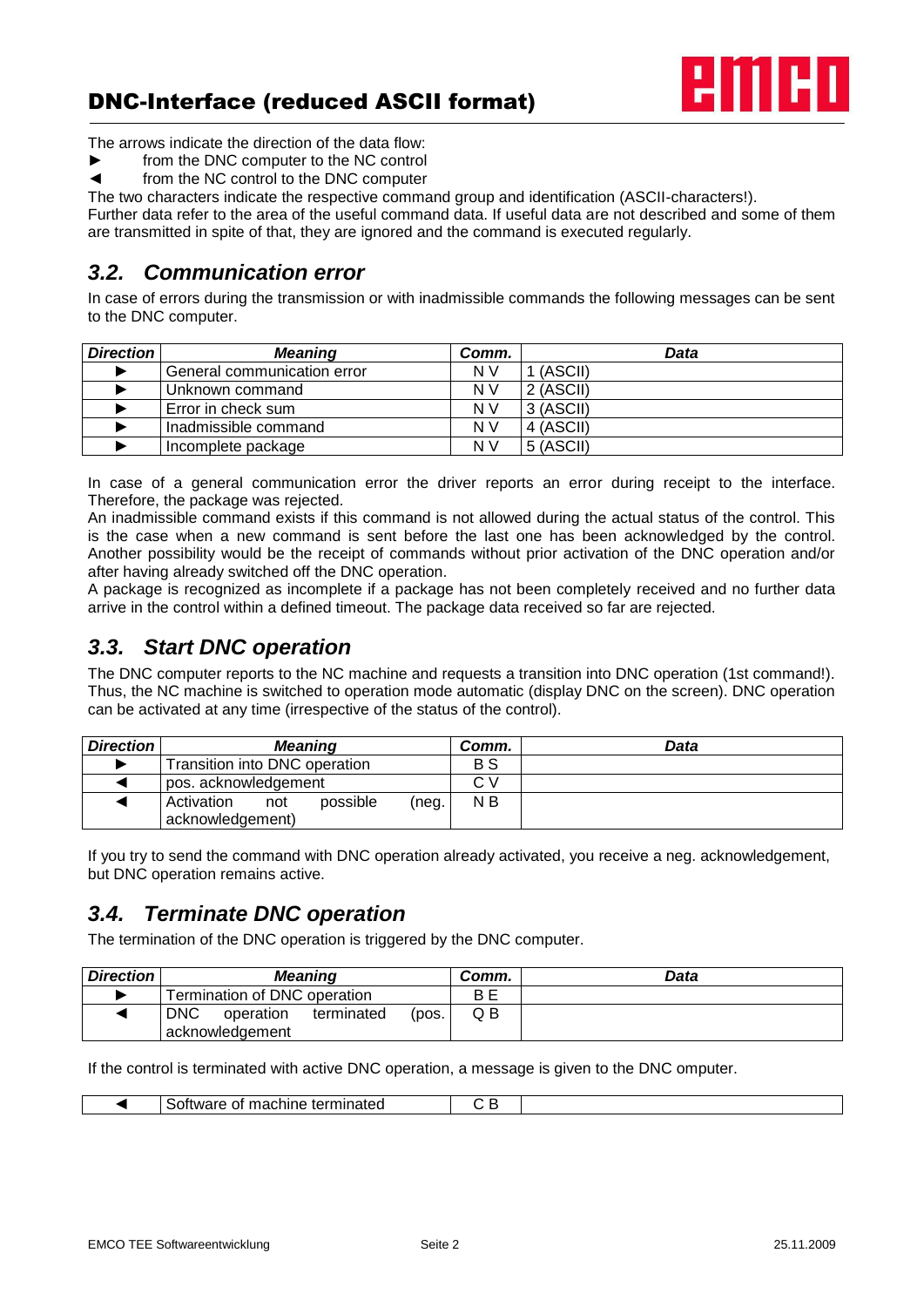The arrows indicate the direction of the data flow:

- ► from the DNC computer to the NC control
- ◄ from the NC control to the DNC computer

The two characters indicate the respective command group and identification (ASCII-characters!).
Further data refer to the area of the useful command data. If useful data are not described and some of them are transmitted in spite of that, they are ignored and the command is executed regularly.

## 3.2. Communication error

In case of errors during the transmission or with inadmissible commands the following messages can be sent to the DNC computer.

| *Direction* | *Meaning* | *Comm.* | *Data* |
|---|---|---|---|
| ► | General communication error | N V | 1 (ASCII) |
| ► | Unknown command | N V | 2 (ASCII) |
| ► | Error in check sum | N V | 3 (ASCII) |
| ► | Inadmissible command | N V | 4 (ASCII) |
| ► | Incomplete package | N V | 5 (ASCII) |

In case of a general communication error the driver reports an error during receipt to the interface. Therefore, the package was rejected.
An inadmissible command exists if this command is not allowed during the actual status of the control. This is the case when a new command is sent before the last one has been acknowledged by the control. Another possibility would be the receipt of commands without prior activation of the DNC operation and/or after having already switched off the DNC operation.
A package is recognized as incomplete if a package has not been completely received and no further data arrive in the control within a defined timeout. The package data received so far are rejected.

## 3.3. Start DNC operation

The DNC computer reports to the NC machine and requests a transition into DNC operation (1st command!). Thus, the NC machine is switched to operation mode automatic (display DNC on the screen). DNC operation can be activated at any time (irrespective of the status of the control).

| *Direction* | *Meaning* | *Comm.* | *Data* |
|---|---|---|---|
| ► | Transition into DNC operation | B S | |
| ◄ | pos. acknowledgement | C V | |
| ◄ | Activation not possible (neg. acknowledgement) | N B | |

If you try to send the command with DNC operation already activated, you receive a neg. acknowledgement, but DNC operation remains active.

## 3.4. Terminate DNC operation

The termination of the DNC operation is triggered by the DNC computer.

| *Direction* | *Meaning* | *Comm.* | *Data* |
|---|---|---|---|
| ► | Termination of DNC operation | B E | |
| ◄ | DNC operation terminated (pos. acknowledgement | Q B | |

If the control is terminated with active DNC operation, a message is given to the DNC omputer.

| | | | |
|---|---|---|---|
| ◄ | Software of machine terminated | C B | |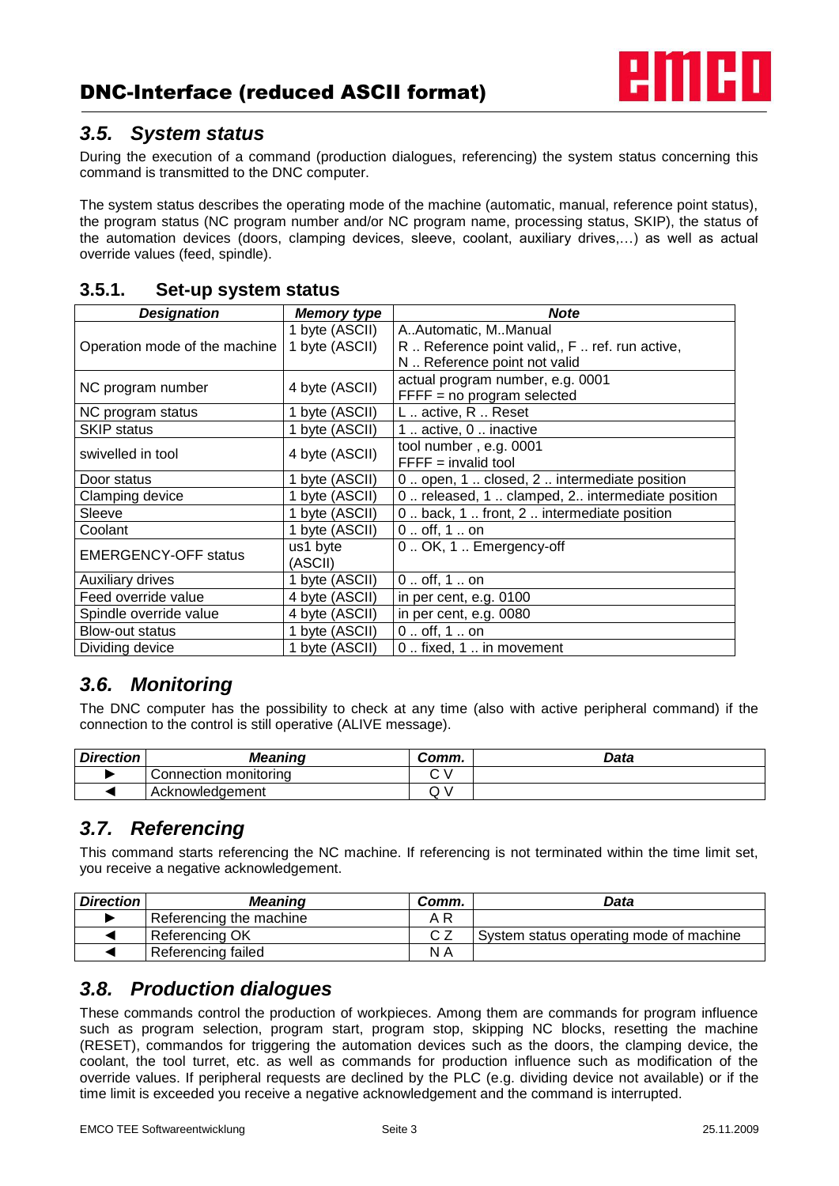## 3.5. System status

During the execution of a command (production dialogues, referencing) the system status concerning this command is transmitted to the DNC computer.

The system status describes the operating mode of the machine (automatic, manual, reference point status), the program status (NC program number and/or NC program name, processing status, SKIP), the status of the automation devices (doors, clamping devices, sleeve, coolant, auxiliary drives,…) as well as actual override values (feed, spindle).

### 3.5.1. Set-up system status

| ***Designation*** | ***Memory type*** | ***Note*** |
|---|---|---|
| Operation mode of the machine | 1 byte (ASCII)<br>1 byte (ASCII) | A..Automatic, M..Manual<br>R .. Reference point valid,, F .. ref. run active,<br>N .. Reference point not valid |
| NC program number | 4 byte (ASCII) | actual program number, e.g. 0001<br>FFFF = no program selected |
| NC program status | 1 byte (ASCII) | L .. active, R .. Reset |
| SKIP status | 1 byte (ASCII) | 1 .. active, 0 .. inactive |
| swivelled in tool | 4 byte (ASCII) | tool number , e.g. 0001<br>FFFF = invalid tool |
| Door status | 1 byte (ASCII) | 0 .. open, 1 .. closed, 2 .. intermediate position |
| Clamping device | 1 byte (ASCII) | 0 .. released, 1 .. clamped, 2.. intermediate position |
| Sleeve | 1 byte (ASCII) | 0 .. back, 1 .. front, 2 .. intermediate position |
| Coolant | 1 byte (ASCII) | 0 .. off, 1 .. on |
| EMERGENCY-OFF status | us1 byte (ASCII) | 0 .. OK, 1 .. Emergency-off |
| Auxiliary drives | 1 byte (ASCII) | 0 .. off, 1 .. on |
| Feed override value | 4 byte (ASCII) | in per cent, e.g. 0100 |
| Spindle override value | 4 byte (ASCII) | in per cent, e.g. 0080 |
| Blow-out status | 1 byte (ASCII) | 0 .. off, 1 .. on |
| Dividing device | 1 byte (ASCII) | 0 .. fixed, 1 .. in movement |

## 3.6. Monitoring

The DNC computer has the possibility to check at any time (also with active peripheral command) if the connection to the control is still operative (ALIVE message).

| ***Direction*** | ***Meaning*** | ***Comm.*** | ***Data*** |
|---|---|---|---|
| ► | Connection monitoring | C V | |
| ◄ | Acknowledgement | Q V | |

## 3.7. Referencing

This command starts referencing the NC machine. If referencing is not terminated within the time limit set, you receive a negative acknowledgement.

| ***Direction*** | ***Meaning*** | ***Comm.*** | ***Data*** |
|---|---|---|---|
| ► | Referencing the machine | A R | |
| ◄ | Referencing OK | C Z | System status operating mode of machine |
| ◄ | Referencing failed | N A | |

## 3.8. Production dialogues

These commands control the production of workpieces. Among them are commands for program influence such as program selection, program start, program stop, skipping NC blocks, resetting the machine (RESET), commandos for triggering the automation devices such as the doors, the clamping device, the coolant, the tool turret, etc. as well as commands for production influence such as modification of the override values. If peripheral requests are declined by the PLC (e.g. dividing device not available) or if the time limit is exceeded you receive a negative acknowledgement and the command is interrupted.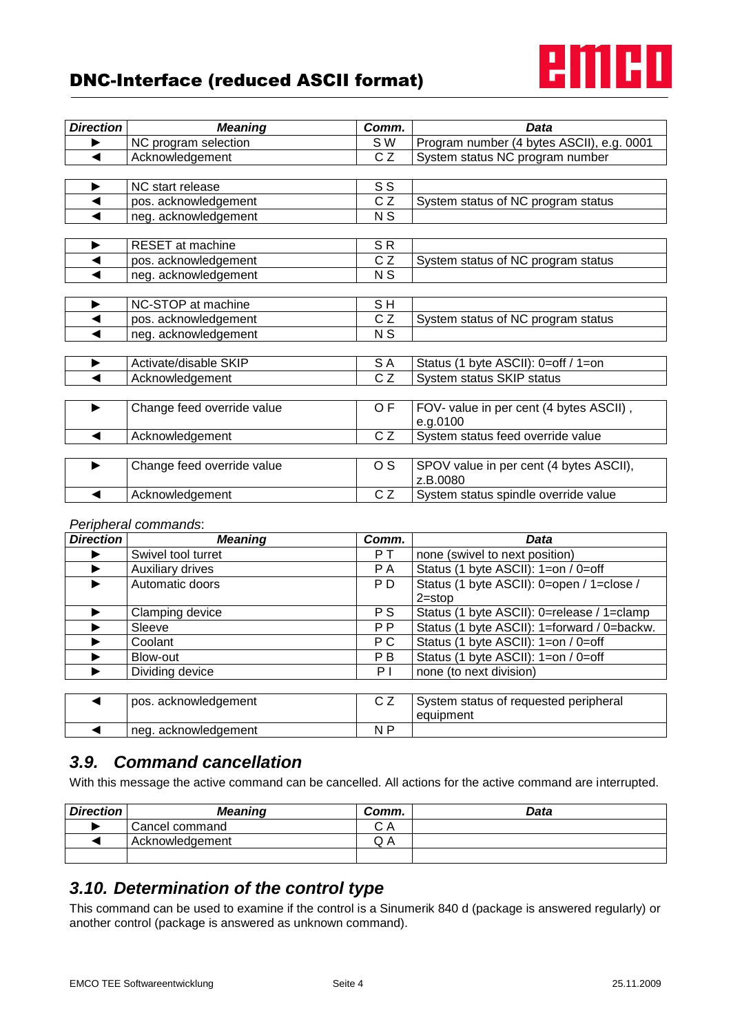| Direction | Meaning | Comm. | Data |
|---|---|---|---|
| ► | NC program selection | S W | Program number (4 bytes ASCII), e.g. 0001 |
| ◄ | Acknowledgement | C Z | System status NC program number |

| Direction | Meaning | Comm. | Data |
|---|---|---|---|
| ► | NC start release | S S | |
| ◄ | pos. acknowledgement | C Z | System status of NC program status |
| ◄ | neg. acknowledgement | N S | |

| Direction | Meaning | Comm. | Data |
|---|---|---|---|
| ► | RESET at machine | S R | |
| ◄ | pos. acknowledgement | C Z | System status of NC program status |
| ◄ | neg. acknowledgement | N S | |

| Direction | Meaning | Comm. | Data |
|---|---|---|---|
| ► | NC-STOP at machine | S H | |
| ◄ | pos. acknowledgement | C Z | System status of NC program status |
| ◄ | neg. acknowledgement | N S | |

| Direction | Meaning | Comm. | Data |
|---|---|---|---|
| ► | Activate/disable SKIP | S A | Status (1 byte ASCII): 0=off / 1=on |
| ◄ | Acknowledgement | C Z | System status SKIP status |

| Direction | Meaning | Comm. | Data |
|---|---|---|---|
| ► | Change feed override value | O F | FOV- value in per cent (4 bytes ASCII) , e.g.0100 |
| ◄ | Acknowledgement | C Z | System status feed override value |

| Direction | Meaning | Comm. | Data |
|---|---|---|---|
| ► | Change feed override value | O S | SPOV value in per cent (4 bytes ASCII), z.B.0080 |
| ◄ | Acknowledgement | C Z | System status spindle override value |

*Peripheral commands*:

| Direction | Meaning | Comm. | Data |
|---|---|---|---|
| ► | Swivel tool turret | P T | none (swivel to next position) |
| ► | Auxiliary drives | P A | Status (1 byte ASCII): 1=on / 0=off |
| ► | Automatic doors | P D | Status (1 byte ASCII): 0=open / 1=close / 2=stop |
| ► | Clamping device | P S | Status (1 byte ASCII): 0=release / 1=clamp |
| ► | Sleeve | P P | Status (1 byte ASCII): 1=forward / 0=backw. |
| ► | Coolant | P C | Status (1 byte ASCII): 1=on / 0=off |
| ► | Blow-out | P B | Status (1 byte ASCII): 1=on / 0=off |
| ► | Dividing device | P I | none (to next division) |

| Direction | Meaning | Comm. | Data |
|---|---|---|---|
| ◄ | pos. acknowledgement | C Z | System status of requested peripheral equipment |
| ◄ | neg. acknowledgement | N P | |

## 3.9. Command cancellation

With this message the active command can be cancelled. All actions for the active command are interrupted.

| Direction | Meaning | Comm. | Data |
|---|---|---|---|
| ► | Cancel command | C A | |
| ◄ | Acknowledgement | Q A | |
| | | | |

## 3.10. Determination of the control type

This command can be used to examine if the control is a Sinumerik 840 d (package is answered regularly) or another control (package is answered as unknown command).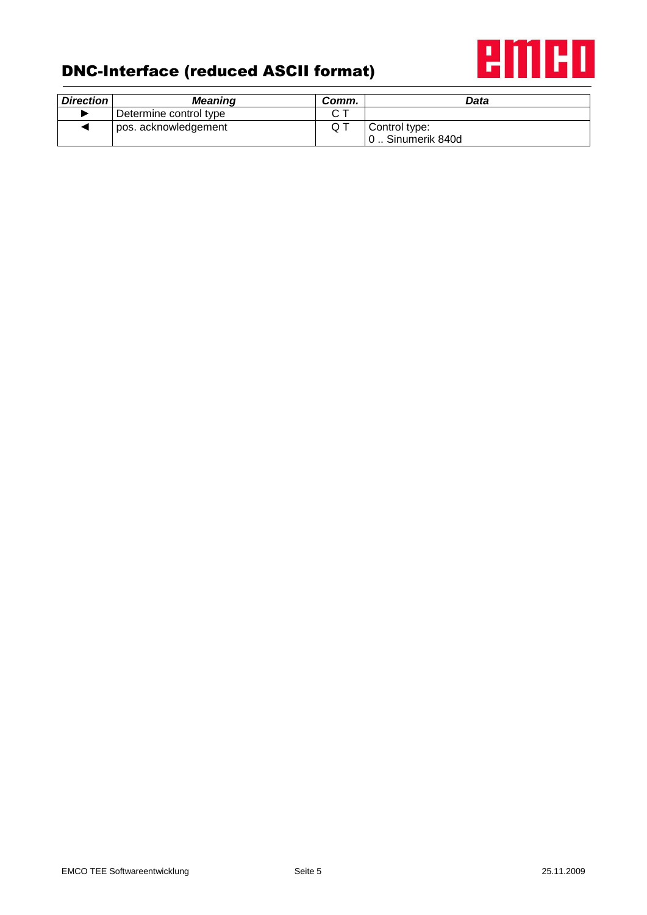| *Direction* | *Meaning* | *Comm.* | *Data* |
|---|---|---|---|
| ► | Determine control type | C T | |
| ◄ | pos. acknowledgement | Q T | Control type:<br>0 .. Sinumerik 840d |